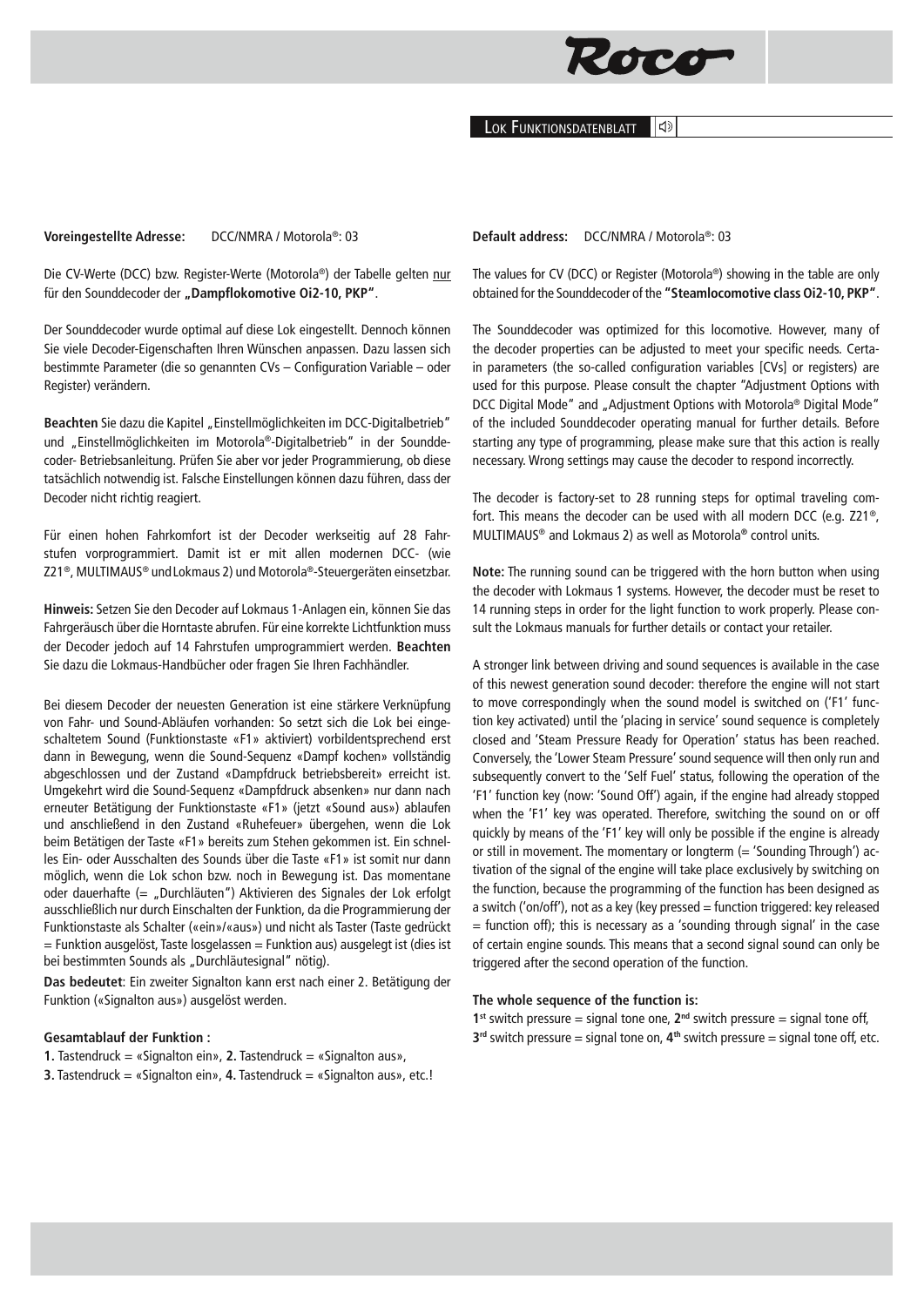# Roco

LOK FUNKTIONSDATENBLATT

**Voreingestellte Adresse:** DCC/NMRA / Motorola®: 03

Die CV-Werte (DCC) bzw. Register-Werte (Motorola®) der Tabelle gelten nur für den Sounddecoder der **„Dampflokomotive Oi2-10, PKP"**.

Der Sounddecoder wurde optimal auf diese Lok eingestellt. Dennoch können Sie viele Decoder-Eigenschaften Ihren Wünschen anpassen. Dazu lassen sich bestimmte Parameter (die so genannten CVs – Configuration Variable – oder Register) verändern.

**Beachten** Sie dazu die Kapitel „Einstellmöglichkeiten im DCC-Digitalbetrieb" und „Einstellmöglichkeiten im Motorola®-Digitalbetrieb" in der Sounddecoder- Betriebsanleitung. Prüfen Sie aber vor jeder Programmierung, ob diese tatsächlich notwendig ist. Falsche Einstellungen können dazu führen, dass der Decoder nicht richtig reagiert.

Für einen hohen Fahrkomfort ist der Decoder werkseitig auf 28 Fahrstufen vorprogrammiert. Damit ist er mit allen modernen DCC- (wie Z21®, MULTIMAUS® und Lokmaus 2) und Motorola®-Steuergeräten einsetzbar.

**Hinweis:** Setzen Sie den Decoder auf Lokmaus 1-Anlagen ein, können Sie das Fahrgeräusch über die Horntaste abrufen. Für eine korrekte Lichtfunktion muss der Decoder jedoch auf 14 Fahrstufen umprogrammiert werden. **Beachten** Sie dazu die Lokmaus-Handbücher oder fragen Sie Ihren Fachhändler.

Bei diesem Decoder der neuesten Generation ist eine stärkere Verknüpfung von Fahr- und Sound-Abläufen vorhanden: So setzt sich die Lok bei eingeschaltetem Sound (Funktionstaste «F1» aktiviert) vorbildentsprechend erst dann in Bewegung, wenn die Sound-Sequenz «Dampf kochen» vollständig abgeschlossen und der Zustand «Dampfdruck betriebsbereit» erreicht ist. Umgekehrt wird die Sound-Sequenz «Dampfdruck absenken» nur dann nach erneuter Betätigung der Funktionstaste «F1» (jetzt «Sound aus») ablaufen und anschließend in den Zustand «Ruhefeuer» übergehen, wenn die Lok beim Betätigen der Taste «F1» bereits zum Stehen gekommen ist. Ein schnelles Ein- oder Ausschalten des Sounds über die Taste «F1» ist somit nur dann möglich, wenn die Lok schon bzw. noch in Bewegung ist. Das momentane oder dauerhafte (= „Durchläuten") Aktivieren des Signales der Lok erfolgt ausschließlich nur durch Einschalten der Funktion, da die Programmierung der Funktionstaste als Schalter («ein»/«aus») und nicht als Taster (Taste gedrückt = Funktion ausgelöst, Taste losgelassen = Funktion aus) ausgelegt ist (dies ist bei bestimmten Sounds als „Durchläutesignal" nötig).

**Das bedeutet**: Ein zweiter Signalton kann erst nach einer 2. Betätigung der Funktion («Signalton aus») ausgelöst werden.

**Gesamtablauf der Funktion :**

**1.** Tastendruck = «Signalton ein», **2.** Tastendruck = «Signalton aus»,
**3.** Tastendruck = «Signalton ein», **4.** Tastendruck = «Signalton aus», etc.!

**Default address:** DCC/NMRA / Motorola®: 03

The values for CV (DCC) or Register (Motorola®) showing in the table are only obtained for the Sounddecoder of the **"Steamlocomotive class Oi2-10, PKP"**.

The Sounddecoder was optimized for this locomotive. However, many of the decoder properties can be adjusted to meet your specific needs. Certain parameters (the so-called configuration variables [CVs] or registers) are used for this purpose. Please consult the chapter "Adjustment Options with DCC Digital Mode" and „Adjustment Options with Motorola® Digital Mode" of the included Sounddecoder operating manual for further details. Before starting any type of programming, please make sure that this action is really necessary. Wrong settings may cause the decoder to respond incorrectly.

The decoder is factory-set to 28 running steps for optimal traveling comfort. This means the decoder can be used with all modern DCC (e.g. Z21®, MULTIMAUS® and Lokmaus 2) as well as Motorola® control units.

**Note:** The running sound can be triggered with the horn button when using the decoder with Lokmaus 1 systems. However, the decoder must be reset to 14 running steps in order for the light function to work properly. Please consult the Lokmaus manuals for further details or contact your retailer.

A stronger link between driving and sound sequences is available in the case of this newest generation sound decoder: therefore the engine will not start to move correspondingly when the sound model is switched on ('F1' function key activated) until the 'placing in service' sound sequence is completely closed and 'Steam Pressure Ready for Operation' status has been reached. Conversely, the 'Lower Steam Pressure' sound sequence will then only run and subsequently convert to the 'Self Fuel' status, following the operation of the 'F1' function key (now: 'Sound Off') again, if the engine had already stopped when the 'F1' key was operated. Therefore, switching the sound on or off quickly by means of the 'F1' key will only be possible if the engine is already or still in movement. The momentary or longterm (= 'Sounding Through') activation of the signal of the engine will take place exclusively by switching on the function, because the programming of the function has been designed as a switch ('on/off'), not as a key (key pressed = function triggered: key released = function off); this is necessary as a 'sounding through signal' in the case of certain engine sounds. This means that a second signal sound can only be triggered after the second operation of the function.

**The whole sequence of the function is:**

**1st** switch pressure = signal tone one, **2nd** switch pressure = signal tone off,
**3rd** switch pressure = signal tone on, **4th** switch pressure = signal tone off, etc.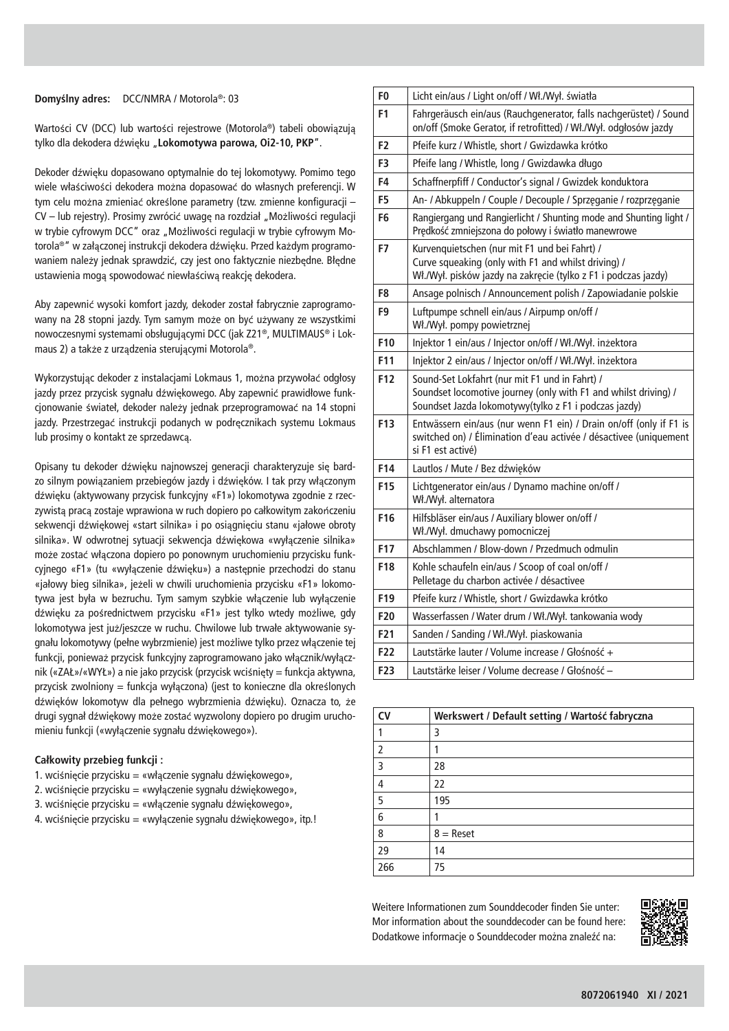**Domyślny adres:** DCC/NMRA / Motorola®: 03

Wartości CV (DCC) lub wartości rejestrowe (Motorola®) tabeli obowiązują tylko dla dekodera dźwięku **„Lokomotywa parowa, Oi2-10, PKP"**.

Dekoder dźwięku dopasowano optymalnie do tej lokomotywy. Pomimo tego wiele właściwości dekodera można dopasować do własnych preferencji. W tym celu można zmieniać określone parametry (tzw. zmienne konfiguracji – CV – lub rejestry). Prosimy zwrócić uwagę na rozdział „Możliwości regulacji w trybie cyfrowym DCC" oraz „Możliwości regulacji w trybie cyfrowym Motorola®" w załączonej instrukcji dekodera dźwięku. Przed każdym programowaniem należy jednak sprawdzić, czy jest ono faktycznie niezbędne. Błędne ustawienia mogą spowodować niewłaściwą reakcję dekodera.

Aby zapewnić wysoki komfort jazdy, dekoder został fabrycznie zaprogramowany na 28 stopni jazdy. Tym samym może on być używany ze wszystkimi nowoczesnymi systemami obsługującymi DCC (jak Z21®, MULTIMAUS® i Lokmaus 2) a także z urządzenia sterującymi Motorola®.

Wykorzystując dekoder z instalacjami Lokmaus 1, można przywołać odgłosy jazdy przez przycisk sygnału dźwiękowego. Aby zapewnić prawidłowe funkcjonowanie świateł, dekoder należy jednak przeprogramować na 14 stopni jazdy. Przestrzegać instrukcji podanych w podręcznikach systemu Lokmaus lub prosimy o kontakt ze sprzedawcą.

Opisany tu dekoder dźwięku najnowszej generacji charakteryzuje się bardzo silnym powiązaniem przebiegów jazdy i dźwięków. I tak przy włączonym dźwięku (aktywowany przycisk funkcyjny «F1») lokomotywa zgodnie z rzeczywistą pracą zostaje wprawiona w ruch dopiero po całkowitym zakończeniu sekwencji dźwiękowej «start silnika» i po osiągnięciu stanu «jałowe obroty silnika». W odwrotnej sytuacji sekwencja dźwiękowa «wyłączenie silnika» może zostać włączona dopiero po ponownym uruchomieniu przycisku funkcyjnego «F1» (tu «wyłączenie dźwięku») a następnie przechodzi do stanu «jałowy bieg silnika», jeżeli w chwili uruchomienia przycisku «F1» lokomotywa jest była w bezruchu. Tym samym szybkie włączenie lub wyłączenie dźwięku za pośrednictwem przycisku «F1» jest tylko wtedy możliwe, gdy lokomotywa jest już/jeszcze w ruchu. Chwilowe lub trwałe aktywowanie sygnału lokomotywy (pełne wybrzmienie) jest możliwe tylko przez włączenie tej funkcji, ponieważ przycisk funkcyjny zaprogramowano jako włącznik/wyłącznik («ZAŁ»/«WYŁ») a nie jako przycisk (przycisk wciśnięty = funkcja aktywna, przycisk zwolniony = funkcja wyłączona) (jest to konieczne dla określonych dźwięków lokomotyw dla pełnego wybrzmienia dźwięku). Oznacza to, że drugi sygnał dźwiękowy może zostać wyzwolony dopiero po drugim uruchomieniu funkcji («wyłączenie sygnału dźwiękowego»).

**Całkowity przebieg funkcji :**

1. wciśnięcie przycisku = «włączenie sygnału dźwiękowego»,
2. wciśnięcie przycisku = «wyłączenie sygnału dźwiękowego»,
3. wciśnięcie przycisku = «włączenie sygnału dźwiękowego»,
4. wciśnięcie przycisku = «wyłączenie sygnału dźwiękowego», itp.!

| | |
|---|---|
| **F0** | Licht ein/aus / Light on/off / Wł./Wył. światła |
| **F1** | Fahrgeräusch ein/aus (Rauchgenerator, falls nachgerüstet) / Sound on/off (Smoke Gerator, if retrofitted) / Wł./Wył. odgłosów jazdy |
| **F2** | Pfeife kurz / Whistle, short / Gwizdawka krótko |
| **F3** | Pfeife lang / Whistle, long / Gwizdawka długo |
| **F4** | Schaffnerpfiff / Conductor's signal / Gwizdek konduktora |
| **F5** | An- / Abkuppeln / Couple / Decouple / Sprzęganie / rozprzęganie |
| **F6** | Rangiergang und Rangierlicht / Shunting mode and Shunting light / Prędkość zmniejszona do połowy i światło manewrowe |
| **F7** | Kurvenquietschen (nur mit F1 und bei Fahrt) / Curve squeaking (only with F1 and whilst driving) / Wł./Wył. pisków jazdy na zakręcie (tylko z F1 i podczas jazdy) |
| **F8** | Ansage polnisch / Announcement polish / Zapowiadanie polskie |
| **F9** | Luftpumpe schnell ein/aus / Airpump on/off / Wł./Wył. pompy powietrznej |
| **F10** | Injektor 1 ein/aus / Injector on/off / Wł./Wył. inżektora |
| **F11** | Injektor 2 ein/aus / Injector on/off / Wł./Wył. inżektora |
| **F12** | Sound-Set Lokfahrt (nur mit F1 und in Fahrt) / Soundset locomotive journey (only with F1 and whilst driving) / Soundset Jazda lokomotywy(tylko z F1 i podczas jazdy) |
| **F13** | Entwässern ein/aus (nur wenn F1 ein) / Drain on/off (only if F1 is switched on) / Élimination d'eau activée / désactivee (uniquement si F1 est activé) |
| **F14** | Lautlos / Mute / Bez dźwięków |
| **F15** | Lichtgenerator ein/aus / Dynamo machine on/off / Wł./Wył. alternatora |
| **F16** | Hilfsbläser ein/aus / Auxiliary blower on/off / Wł./Wył. dmuchawy pomocniczej |
| **F17** | Abschlammen / Blow-down / Przedmuch odmulin |
| **F18** | Kohle schaufeln ein/aus / Scoop of coal on/off / Pelletage du charbon activée / désactivee |
| **F19** | Pfeife kurz / Whistle, short / Gwizdawka krótko |
| **F20** | Wasserfassen / Water drum / Wł./Wył. tankowania wody |
| **F21** | Sanden / Sanding / Wł./Wył. piaskowania |
| **F22** | Lautstärke lauter / Volume increase / Głośność + |
| **F23** | Lautstärke leiser / Volume decrease / Głośność – |

| CV | Werkswert / Default setting / Wartość fabryczna |
|---|---|
| 1 | 3 |
| 2 | 1 |
| 3 | 28 |
| 4 | 22 |
| 5 | 195 |
| 6 | 1 |
| 8 | 8 = Reset |
| 29 | 14 |
| 266 | 75 |

Weitere Informationen zum Sounddecoder finden Sie unter:
Mor information about the sounddecoder can be found here:
Dodatkowe informacje o Sounddecoder można znaleźć na:

8072061940 XI / 2021